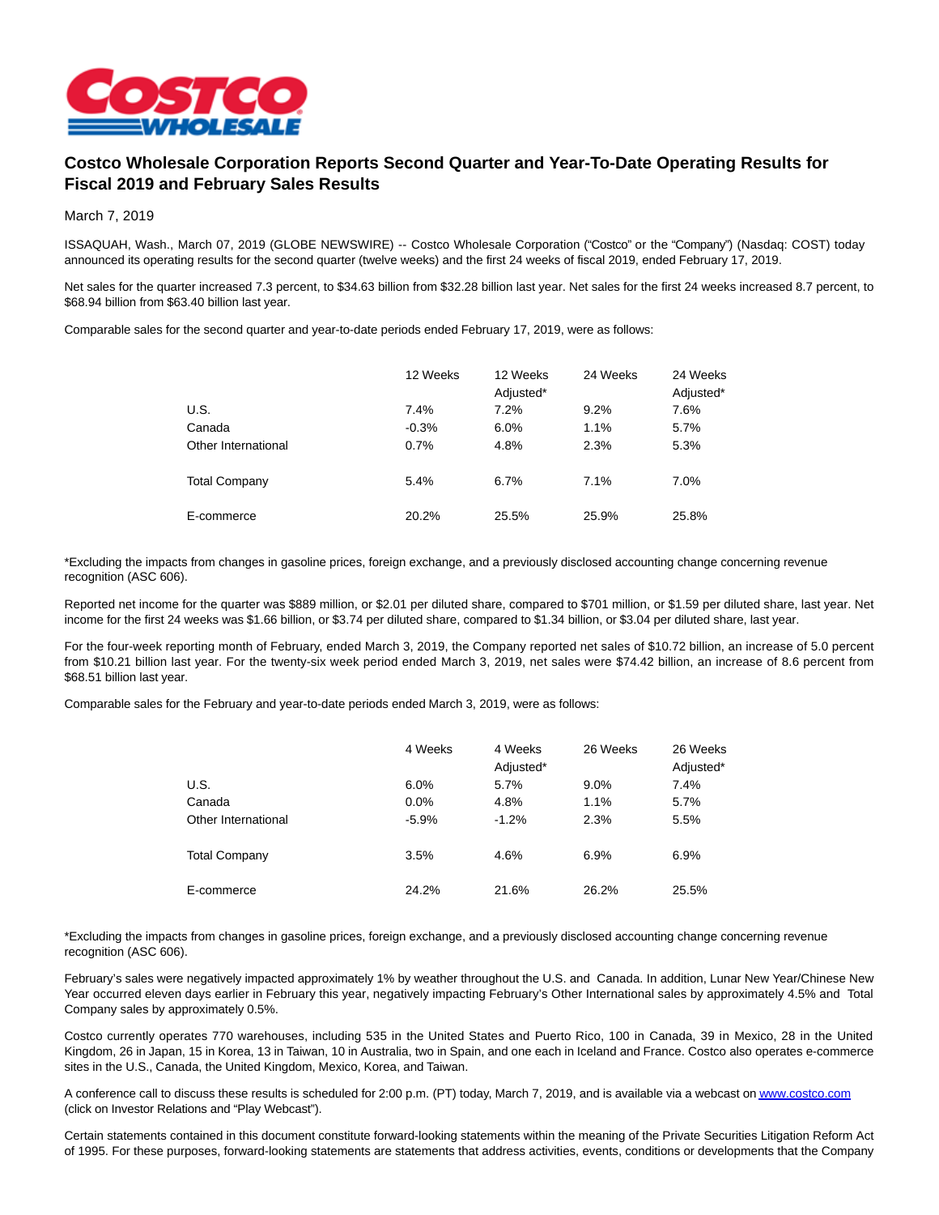# Costco Wholesale Corporation Reports Second Quarter and Year-To-Date Operating Results for Fiscal 2019 and February Sales Results

March 7, 2019

ISSAQUAH, Wash., March 07, 2019 (GLOBE NEWSWIRE) -- Costco Wholesale Corporation ("Costco" or the "Company") (Nasdaq: COST) today announced its operating results for the second quarter (twelve weeks) and the first 24 weeks of fiscal 2019, ended February 17, 2019.

Net sales for the quarter increased 7.3 percent, to $34.63 billion from $32.28 billion last year. Net sales for the first 24 weeks increased 8.7 percent, to $68.94 billion from $63.40 billion last year.

Comparable sales for the second quarter and year-to-date periods ended February 17, 2019, were as follows:

| | 12 Weeks | 12 Weeks Adjusted* | 24 Weeks | 24 Weeks Adjusted* |
|---|---|---|---|---|
| U.S. | 7.4% | 7.2% | 9.2% | 7.6% |
| Canada | -0.3% | 6.0% | 1.1% | 5.7% |
| Other International | 0.7% | 4.8% | 2.3% | 5.3% |
| Total Company | 5.4% | 6.7% | 7.1% | 7.0% |
| E-commerce | 20.2% | 25.5% | 25.9% | 25.8% |

*Excluding the impacts from changes in gasoline prices, foreign exchange, and a previously disclosed accounting change concerning revenue recognition (ASC 606).

Reported net income for the quarter was $889 million, or $2.01 per diluted share, compared to $701 million, or $1.59 per diluted share, last year. Net income for the first 24 weeks was $1.66 billion, or $3.74 per diluted share, compared to $1.34 billion, or $3.04 per diluted share, last year.

For the four-week reporting month of February, ended March 3, 2019, the Company reported net sales of $10.72 billion, an increase of 5.0 percent from $10.21 billion last year. For the twenty-six week period ended March 3, 2019, net sales were $74.42 billion, an increase of 8.6 percent from $68.51 billion last year.

Comparable sales for the February and year-to-date periods ended March 3, 2019, were as follows:

| | 4 Weeks | 4 Weeks Adjusted* | 26 Weeks | 26 Weeks Adjusted* |
|---|---|---|---|---|
| U.S. | 6.0% | 5.7% | 9.0% | 7.4% |
| Canada | 0.0% | 4.8% | 1.1% | 5.7% |
| Other International | -5.9% | -1.2% | 2.3% | 5.5% |
| Total Company | 3.5% | 4.6% | 6.9% | 6.9% |
| E-commerce | 24.2% | 21.6% | 26.2% | 25.5% |

*Excluding the impacts from changes in gasoline prices, foreign exchange, and a previously disclosed accounting change concerning revenue recognition (ASC 606).

February's sales were negatively impacted approximately 1% by weather throughout the U.S. and Canada. In addition, Lunar New Year/Chinese New Year occurred eleven days earlier in February this year, negatively impacting February's Other International sales by approximately 4.5% and Total Company sales by approximately 0.5%.

Costco currently operates 770 warehouses, including 535 in the United States and Puerto Rico, 100 in Canada, 39 in Mexico, 28 in the United Kingdom, 26 in Japan, 15 in Korea, 13 in Taiwan, 10 in Australia, two in Spain, and one each in Iceland and France. Costco also operates e-commerce sites in the U.S., Canada, the United Kingdom, Mexico, Korea, and Taiwan.

A conference call to discuss these results is scheduled for 2:00 p.m. (PT) today, March 7, 2019, and is available via a webcast on www.costco.com (click on Investor Relations and "Play Webcast").

Certain statements contained in this document constitute forward-looking statements within the meaning of the Private Securities Litigation Reform Act of 1995. For these purposes, forward-looking statements are statements that address activities, events, conditions or developments that the Company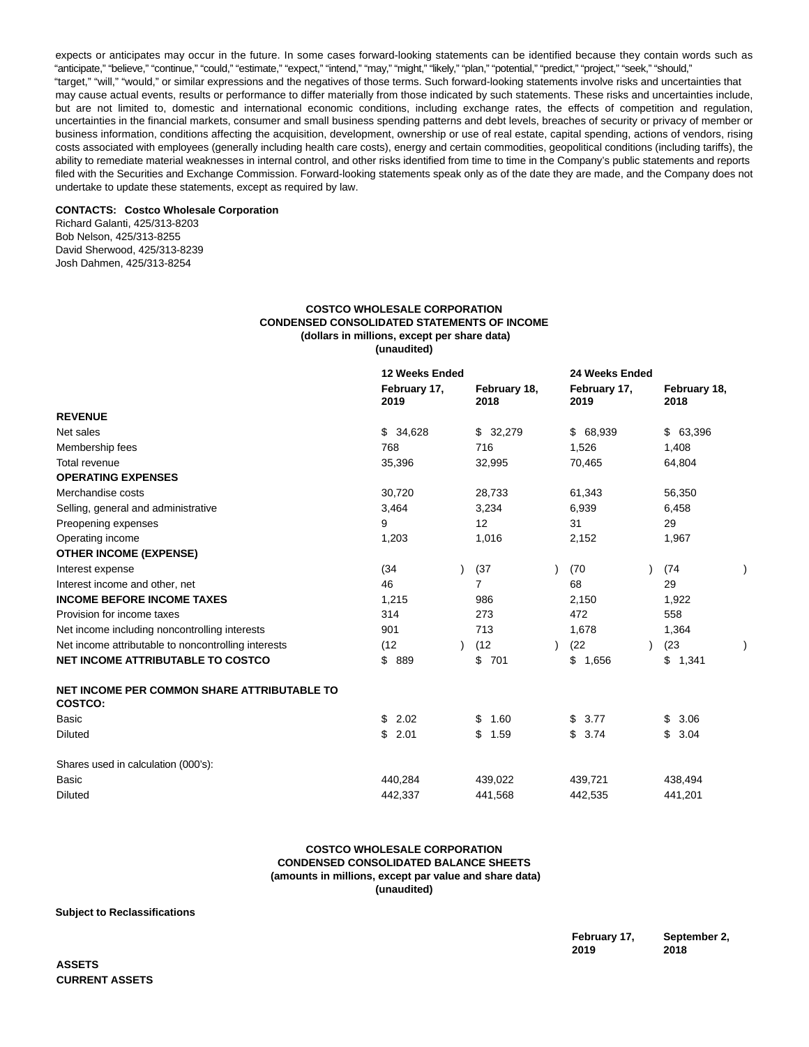expects or anticipates may occur in the future. In some cases forward-looking statements can be identified because they contain words such as "anticipate," "believe," "continue," "could," "estimate," "expect," "intend," "may," "might," "likely," "plan," "potential," "predict," "project," "seek," "should," "target," "will," "would," or similar expressions and the negatives of those terms. Such forward-looking statements involve risks and uncertainties that may cause actual events, results or performance to differ materially from those indicated by such statements. These risks and uncertainties include, but are not limited to, domestic and international economic conditions, including exchange rates, the effects of competition and regulation, uncertainties in the financial markets, consumer and small business spending patterns and debt levels, breaches of security or privacy of member or business information, conditions affecting the acquisition, development, ownership or use of real estate, capital spending, actions of vendors, rising costs associated with employees (generally including health care costs), energy and certain commodities, geopolitical conditions (including tariffs), the ability to remediate material weaknesses in internal control, and other risks identified from time to time in the Company's public statements and reports filed with the Securities and Exchange Commission. Forward-looking statements speak only as of the date they are made, and the Company does not undertake to update these statements, except as required by law.

**CONTACTS: Costco Wholesale Corporation**
Richard Galanti, 425/313-8203
Bob Nelson, 425/313-8255
David Sherwood, 425/313-8239
Josh Dahmen, 425/313-8254

**COSTCO WHOLESALE CORPORATION**
**CONDENSED CONSOLIDATED STATEMENTS OF INCOME**
**(dollars in millions, except per share data)**
**(unaudited)**

| | 12 Weeks Ended | | 24 Weeks Ended | |
|---|---|---|---|---|
| | February 17, 2019 | February 18, 2018 | February 17, 2019 | February 18, 2018 |
| **REVENUE** | | | | |
| Net sales | $ 34,628 | $ 32,279 | $ 68,939 | $ 63,396 |
| Membership fees | 768 | 716 | 1,526 | 1,408 |
| Total revenue | 35,396 | 32,995 | 70,465 | 64,804 |
| **OPERATING EXPENSES** | | | | |
| Merchandise costs | 30,720 | 28,733 | 61,343 | 56,350 |
| Selling, general and administrative | 3,464 | 3,234 | 6,939 | 6,458 |
| Preopening expenses | 9 | 12 | 31 | 29 |
| Operating income | 1,203 | 1,016 | 2,152 | 1,967 |
| **OTHER INCOME (EXPENSE)** | | | | |
| Interest expense | (34) | (37) | (70) | (74) |
| Interest income and other, net | 46 | 7 | 68 | 29 |
| **INCOME BEFORE INCOME TAXES** | 1,215 | 986 | 2,150 | 1,922 |
| Provision for income taxes | 314 | 273 | 472 | 558 |
| Net income including noncontrolling interests | 901 | 713 | 1,678 | 1,364 |
| Net income attributable to noncontrolling interests | (12) | (12) | (22) | (23) |
| **NET INCOME ATTRIBUTABLE TO COSTCO** | $ 889 | $ 701 | $ 1,656 | $ 1,341 |
| **NET INCOME PER COMMON SHARE ATTRIBUTABLE TO COSTCO:** | | | | |
| Basic | $ 2.02 | $ 1.60 | $ 3.77 | $ 3.06 |
| Diluted | $ 2.01 | $ 1.59 | $ 3.74 | $ 3.04 |
| Shares used in calculation (000's): | | | | |
| Basic | 440,284 | 439,022 | 439,721 | 438,494 |
| Diluted | 442,337 | 441,568 | 442,535 | 441,201 |

**COSTCO WHOLESALE CORPORATION**
**CONDENSED CONSOLIDATED BALANCE SHEETS**
**(amounts in millions, except par value and share data)**
**(unaudited)**

**Subject to Reclassifications**

| | February 17, 2019 | September 2, 2018 |
|---|---|---|
| **ASSETS** | | |
| **CURRENT ASSETS** | | |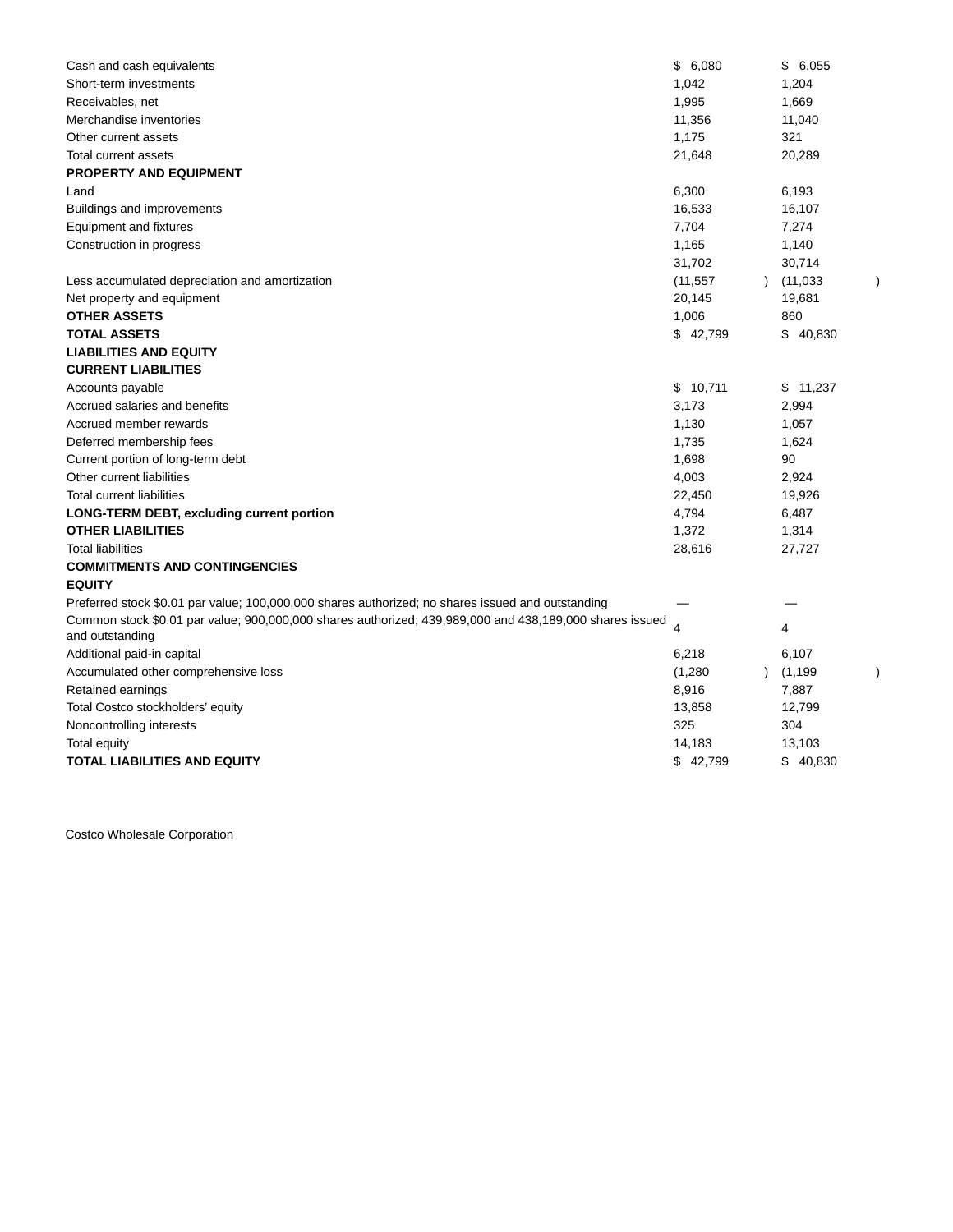| | | |
|---|---|---|
| Cash and cash equivalents | $ 6,080 | $ 6,055 |
| Short-term investments | 1,042 | 1,204 |
| Receivables, net | 1,995 | 1,669 |
| Merchandise inventories | 11,356 | 11,040 |
| Other current assets | 1,175 | 321 |
| Total current assets | 21,648 | 20,289 |
| **PROPERTY AND EQUIPMENT** | | |
| Land | 6,300 | 6,193 |
| Buildings and improvements | 16,533 | 16,107 |
| Equipment and fixtures | 7,704 | 7,274 |
| Construction in progress | 1,165 | 1,140 |
| | 31,702 | 30,714 |
| Less accumulated depreciation and amortization | (11,557) | (11,033) |
| Net property and equipment | 20,145 | 19,681 |
| **OTHER ASSETS** | 1,006 | 860 |
| **TOTAL ASSETS** | $ 42,799 | $ 40,830 |
| **LIABILITIES AND EQUITY** | | |
| **CURRENT LIABILITIES** | | |
| Accounts payable | $ 10,711 | $ 11,237 |
| Accrued salaries and benefits | 3,173 | 2,994 |
| Accrued member rewards | 1,130 | 1,057 |
| Deferred membership fees | 1,735 | 1,624 |
| Current portion of long-term debt | 1,698 | 90 |
| Other current liabilities | 4,003 | 2,924 |
| Total current liabilities | 22,450 | 19,926 |
| **LONG-TERM DEBT, excluding current portion** | 4,794 | 6,487 |
| **OTHER LIABILITIES** | 1,372 | 1,314 |
| Total liabilities | 28,616 | 27,727 |
| **COMMITMENTS AND CONTINGENCIES** | | |
| **EQUITY** | | |
| Preferred stock $0.01 par value; 100,000,000 shares authorized; no shares issued and outstanding | — | — |
| Common stock $0.01 par value; 900,000,000 shares authorized; 439,989,000 and 438,189,000 shares issued and outstanding | 4 | 4 |
| Additional paid-in capital | 6,218 | 6,107 |
| Accumulated other comprehensive loss | (1,280) | (1,199) |
| Retained earnings | 8,916 | 7,887 |
| Total Costco stockholders' equity | 13,858 | 12,799 |
| Noncontrolling interests | 325 | 304 |
| Total equity | 14,183 | 13,103 |
| **TOTAL LIABILITIES AND EQUITY** | $ 42,799 | $ 40,830 |

Costco Wholesale Corporation